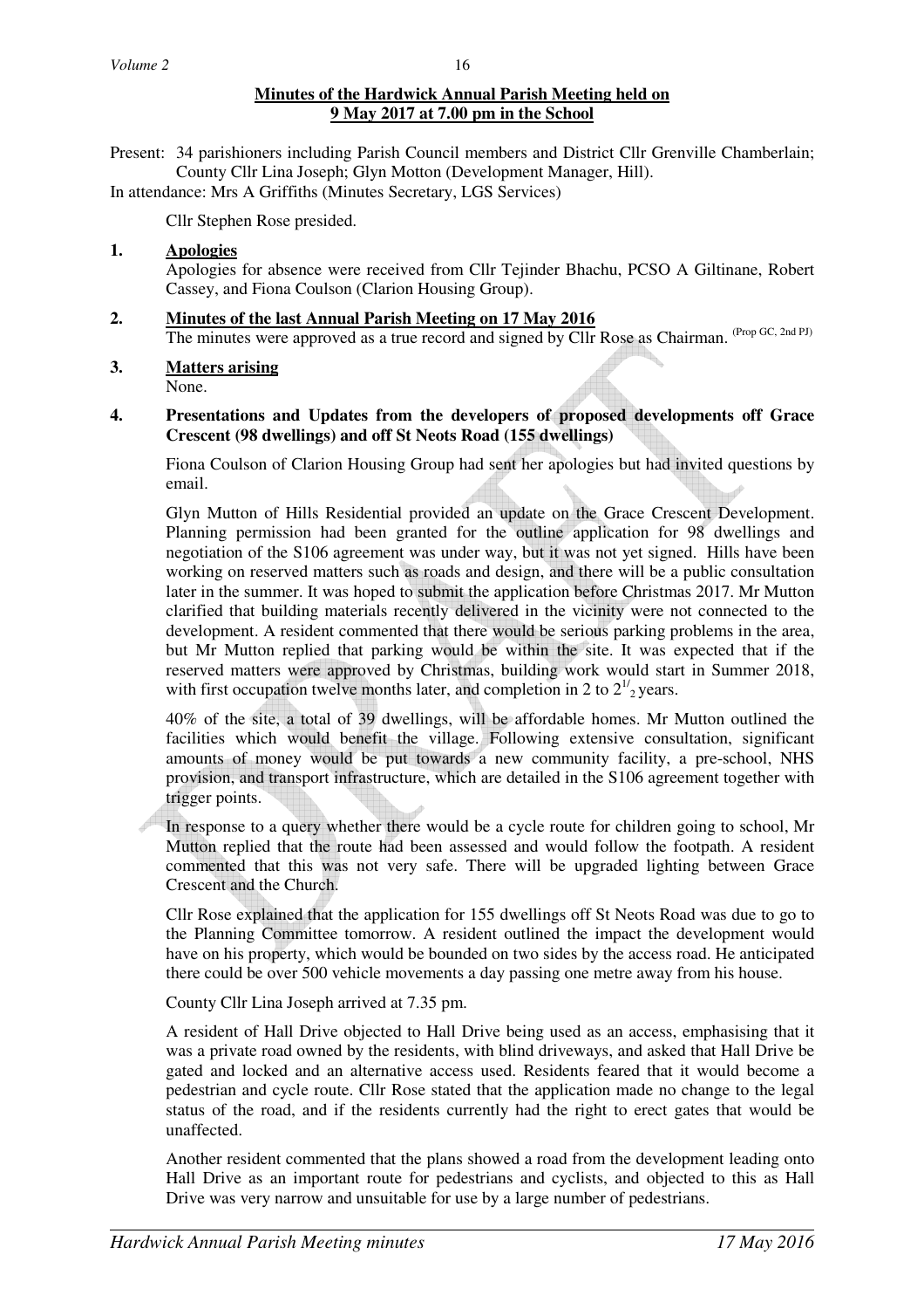**Minutes of the Hardwick Annual Parish Meeting held on 9 May 2017 at 7.00 pm in the School**

Present: 34 parishioners including Parish Council members and District Cllr Grenville Chamberlain; County Cllr Lina Joseph; Glyn Motton (Development Manager, Hill).

In attendance: Mrs A Griffiths (Minutes Secretary, LGS Services)

Cllr Stephen Rose presided.

**1. Apologies**

Apologies for absence were received from Cllr Tejinder Bhachu, PCSO A Giltinane, Robert Cassey, and Fiona Coulson (Clarion Housing Group).

**2. Minutes of the last Annual Parish Meeting on 17 May 2016**

The minutes were approved as a true record and signed by Cllr Rose as Chairman. (Prop GC, 2nd PJ)

**3. Matters arising**

None.

**4. Presentations and Updates from the developers of proposed developments off Grace Crescent (98 dwellings) and off St Neots Road (155 dwellings)**

Fiona Coulson of Clarion Housing Group had sent her apologies but had invited questions by email.

Glyn Mutton of Hills Residential provided an update on the Grace Crescent Development. Planning permission had been granted for the outline application for 98 dwellings and negotiation of the S106 agreement was under way, but it was not yet signed. Hills have been working on reserved matters such as roads and design, and there will be a public consultation later in the summer. It was hoped to submit the application before Christmas 2017. Mr Mutton clarified that building materials recently delivered in the vicinity were not connected to the development. A resident commented that there would be serious parking problems in the area, but Mr Mutton replied that parking would be within the site. It was expected that if the reserved matters were approved by Christmas, building work would start in Summer 2018, with first occupation twelve months later, and completion in 2 to 2½ years.

40% of the site, a total of 39 dwellings, will be affordable homes. Mr Mutton outlined the facilities which would benefit the village. Following extensive consultation, significant amounts of money would be put towards a new community facility, a pre-school, NHS provision, and transport infrastructure, which are detailed in the S106 agreement together with trigger points.

In response to a query whether there would be a cycle route for children going to school, Mr Mutton replied that the route had been assessed and would follow the footpath. A resident commented that this was not very safe. There will be upgraded lighting between Grace Crescent and the Church.

Cllr Rose explained that the application for 155 dwellings off St Neots Road was due to go to the Planning Committee tomorrow. A resident outlined the impact the development would have on his property, which would be bounded on two sides by the access road. He anticipated there could be over 500 vehicle movements a day passing one metre away from his house.

County Cllr Lina Joseph arrived at 7.35 pm.

A resident of Hall Drive objected to Hall Drive being used as an access, emphasising that it was a private road owned by the residents, with blind driveways, and asked that Hall Drive be gated and locked and an alternative access used. Residents feared that it would become a pedestrian and cycle route. Cllr Rose stated that the application made no change to the legal status of the road, and if the residents currently had the right to erect gates that would be unaffected.

Another resident commented that the plans showed a road from the development leading onto Hall Drive as an important route for pedestrians and cyclists, and objected to this as Hall Drive was very narrow and unsuitable for use by a large number of pedestrians.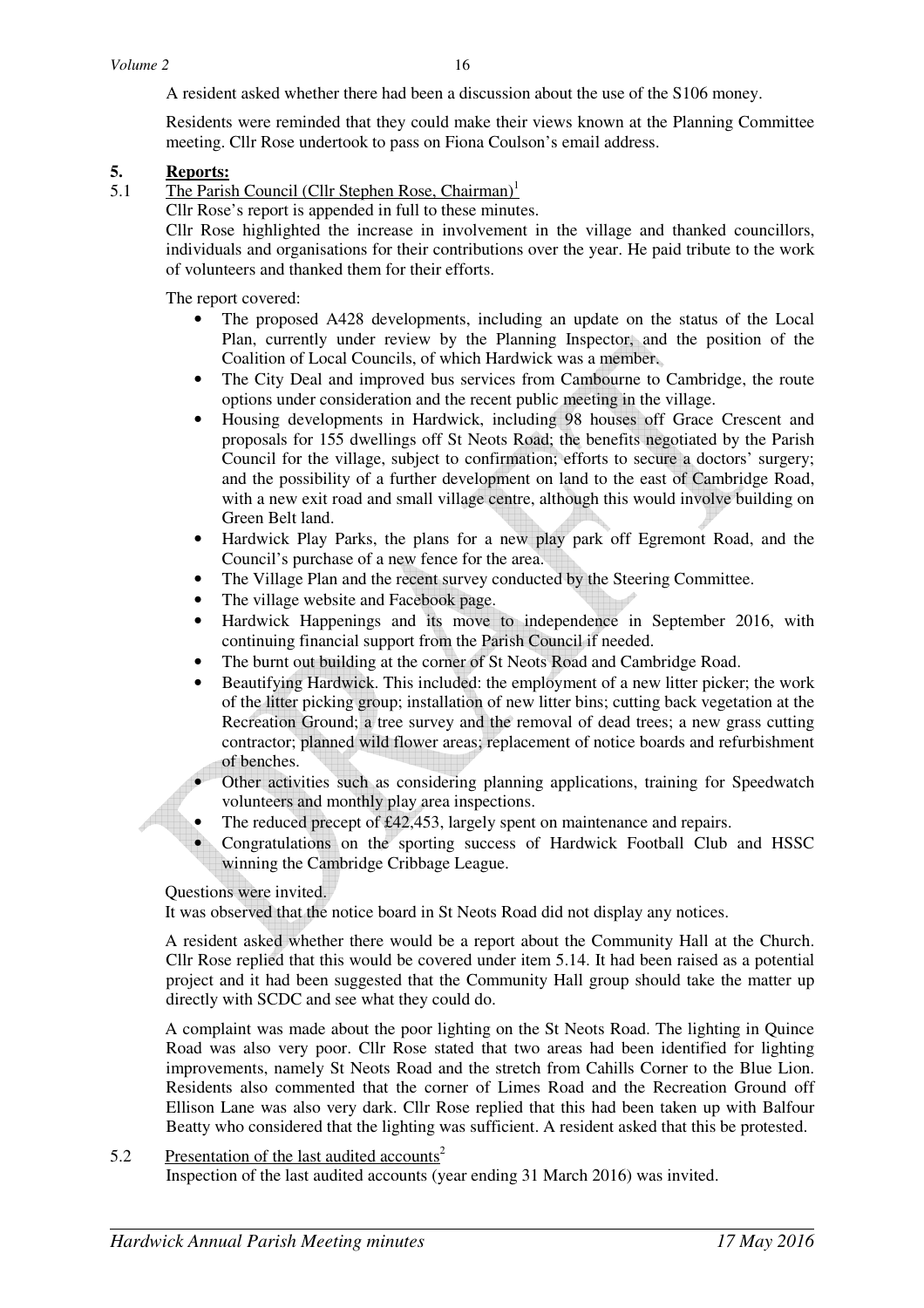A resident asked whether there had been a discussion about the use of the S106 money.

Residents were reminded that they could make their views known at the Planning Committee meeting. Cllr Rose undertook to pass on Fiona Coulson's email address.

## 5. Reports:

### 5.1 The Parish Council (Cllr Stephen Rose, Chairman)[1]

Cllr Rose's report is appended in full to these minutes.

Cllr Rose highlighted the increase in involvement in the village and thanked councillors, individuals and organisations for their contributions over the year. He paid tribute to the work of volunteers and thanked them for their efforts.

The report covered:

- The proposed A428 developments, including an update on the status of the Local Plan, currently under review by the Planning Inspector, and the position of the Coalition of Local Councils, of which Hardwick was a member.
- The City Deal and improved bus services from Cambourne to Cambridge, the route options under consideration and the recent public meeting in the village.
- Housing developments in Hardwick, including 98 houses off Grace Crescent and proposals for 155 dwellings off St Neots Road; the benefits negotiated by the Parish Council for the village, subject to confirmation; efforts to secure a doctors' surgery; and the possibility of a further development on land to the east of Cambridge Road, with a new exit road and small village centre, although this would involve building on Green Belt land.
- Hardwick Play Parks, the plans for a new play park off Egremont Road, and the Council's purchase of a new fence for the area.
- The Village Plan and the recent survey conducted by the Steering Committee.
- The village website and Facebook page.
- Hardwick Happenings and its move to independence in September 2016, with continuing financial support from the Parish Council if needed.
- The burnt out building at the corner of St Neots Road and Cambridge Road.
- Beautifying Hardwick. This included: the employment of a new litter picker; the work of the litter picking group; installation of new litter bins; cutting back vegetation at the Recreation Ground; a tree survey and the removal of dead trees; a new grass cutting contractor; planned wild flower areas; replacement of notice boards and refurbishment of benches.
- Other activities such as considering planning applications, training for Speedwatch volunteers and monthly play area inspections.
- The reduced precept of £42,453, largely spent on maintenance and repairs.
- Congratulations on the sporting success of Hardwick Football Club and HSSC winning the Cambridge Cribbage League.

Questions were invited.

It was observed that the notice board in St Neots Road did not display any notices.

A resident asked whether there would be a report about the Community Hall at the Church. Cllr Rose replied that this would be covered under item 5.14. It had been raised as a potential project and it had been suggested that the Community Hall group should take the matter up directly with SCDC and see what they could do.

A complaint was made about the poor lighting on the St Neots Road. The lighting in Quince Road was also very poor. Cllr Rose stated that two areas had been identified for lighting improvements, namely St Neots Road and the stretch from Cahills Corner to the Blue Lion. Residents also commented that the corner of Limes Road and the Recreation Ground off Ellison Lane was also very dark. Cllr Rose replied that this had been taken up with Balfour Beatty who considered that the lighting was sufficient. A resident asked that this be protested.

### 5.2 Presentation of the last audited accounts[2]

Inspection of the last audited accounts (year ending 31 March 2016) was invited.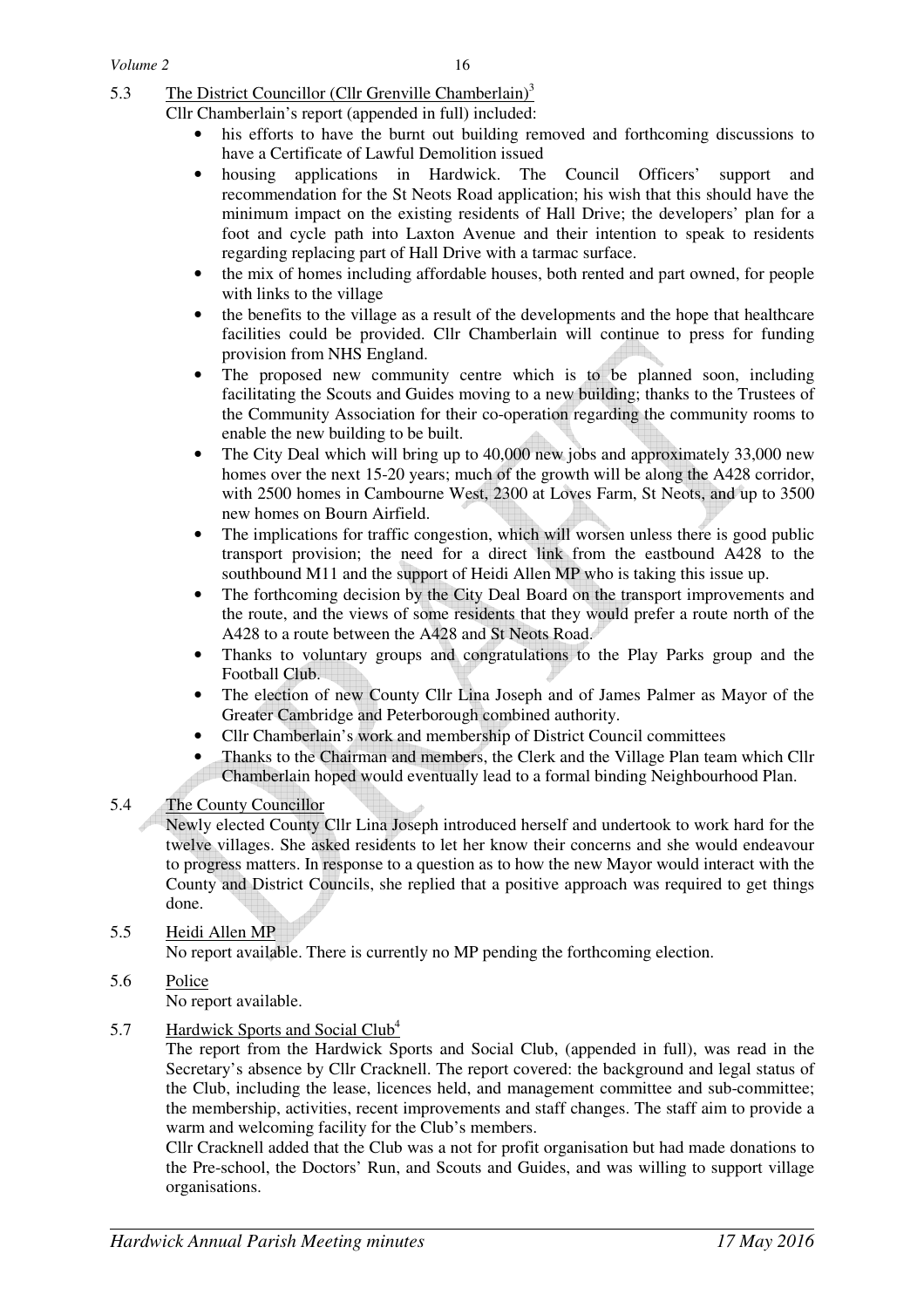## 5.3 The District Councillor (Cllr Grenville Chamberlain)[3]

Cllr Chamberlain's report (appended in full) included:

- his efforts to have the burnt out building removed and forthcoming discussions to have a Certificate of Lawful Demolition issued
- housing applications in Hardwick. The Council Officers' support and recommendation for the St Neots Road application; his wish that this should have the minimum impact on the existing residents of Hall Drive; the developers' plan for a foot and cycle path into Laxton Avenue and their intention to speak to residents regarding replacing part of Hall Drive with a tarmac surface.
- the mix of homes including affordable houses, both rented and part owned, for people with links to the village
- the benefits to the village as a result of the developments and the hope that healthcare facilities could be provided. Cllr Chamberlain will continue to press for funding provision from NHS England.
- The proposed new community centre which is to be planned soon, including facilitating the Scouts and Guides moving to a new building; thanks to the Trustees of the Community Association for their co-operation regarding the community rooms to enable the new building to be built.
- The City Deal which will bring up to 40,000 new jobs and approximately 33,000 new homes over the next 15-20 years; much of the growth will be along the A428 corridor, with 2500 homes in Cambourne West, 2300 at Loves Farm, St Neots, and up to 3500 new homes on Bourn Airfield.
- The implications for traffic congestion, which will worsen unless there is good public transport provision; the need for a direct link from the eastbound A428 to the southbound M11 and the support of Heidi Allen MP who is taking this issue up.
- The forthcoming decision by the City Deal Board on the transport improvements and the route, and the views of some residents that they would prefer a route north of the A428 to a route between the A428 and St Neots Road.
- Thanks to voluntary groups and congratulations to the Play Parks group and the Football Club.
- The election of new County Cllr Lina Joseph and of James Palmer as Mayor of the Greater Cambridge and Peterborough combined authority.
- Cllr Chamberlain's work and membership of District Council committees
- Thanks to the Chairman and members, the Clerk and the Village Plan team which Cllr Chamberlain hoped would eventually lead to a formal binding Neighbourhood Plan.

## 5.4 The County Councillor

Newly elected County Cllr Lina Joseph introduced herself and undertook to work hard for the twelve villages. She asked residents to let her know their concerns and she would endeavour to progress matters. In response to a question as to how the new Mayor would interact with the County and District Councils, she replied that a positive approach was required to get things done.

## 5.5 Heidi Allen MP

No report available. There is currently no MP pending the forthcoming election.

## 5.6 Police

No report available.

## 5.7 Hardwick Sports and Social Club[4]

The report from the Hardwick Sports and Social Club, (appended in full), was read in the Secretary's absence by Cllr Cracknell. The report covered: the background and legal status of the Club, including the lease, licences held, and management committee and sub-committee; the membership, activities, recent improvements and staff changes. The staff aim to provide a warm and welcoming facility for the Club's members.

Cllr Cracknell added that the Club was a not for profit organisation but had made donations to the Pre-school, the Doctors' Run, and Scouts and Guides, and was willing to support village organisations.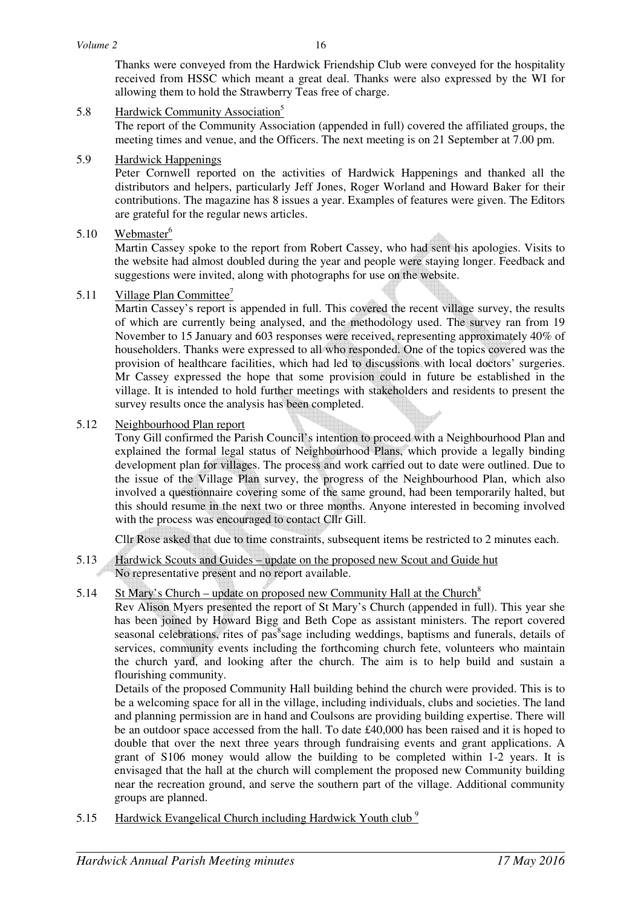Thanks were conveyed from the Hardwick Friendship Club were conveyed for the hospitality received from HSSC which meant a great deal. Thanks were also expressed by the WI for allowing them to hold the Strawberry Teas free of charge.

5.8 Hardwick Community Association[5]

The report of the Community Association (appended in full) covered the affiliated groups, the meeting times and venue, and the Officers. The next meeting is on 21 September at 7.00 pm.

5.9 Hardwick Happenings

Peter Cornwell reported on the activities of Hardwick Happenings and thanked all the distributors and helpers, particularly Jeff Jones, Roger Worland and Howard Baker for their contributions. The magazine has 8 issues a year. Examples of features were given. The Editors are grateful for the regular news articles.

5.10 Webmaster[6]

Martin Cassey spoke to the report from Robert Cassey, who had sent his apologies. Visits to the website had almost doubled during the year and people were staying longer. Feedback and suggestions were invited, along with photographs for use on the website.

5.11 Village Plan Committee[7]

Martin Cassey's report is appended in full. This covered the recent village survey, the results of which are currently being analysed, and the methodology used. The survey ran from 19 November to 15 January and 603 responses were received, representing approximately 40% of householders. Thanks were expressed to all who responded. One of the topics covered was the provision of healthcare facilities, which had led to discussions with local doctors' surgeries. Mr Cassey expressed the hope that some provision could in future be established in the village. It is intended to hold further meetings with stakeholders and residents to present the survey results once the analysis has been completed.

5.12 Neighbourhood Plan report

Tony Gill confirmed the Parish Council's intention to proceed with a Neighbourhood Plan and explained the formal legal status of Neighbourhood Plans, which provide a legally binding development plan for villages. The process and work carried out to date were outlined. Due to the issue of the Village Plan survey, the progress of the Neighbourhood Plan, which also involved a questionnaire covering some of the same ground, had been temporarily halted, but this should resume in the next two or three months. Anyone interested in becoming involved with the process was encouraged to contact Cllr Gill.

Cllr Rose asked that due to time constraints, subsequent items be restricted to 2 minutes each.

5.13 Hardwick Scouts and Guides – update on the proposed new Scout and Guide hut

No representative present and no report available.

5.14 St Mary's Church – update on proposed new Community Hall at the Church[8]

Rev Alison Myers presented the report of St Mary's Church (appended in full). This year she has been joined by Howard Bigg and Beth Cope as assistant ministers. The report covered seasonal celebrations, rites of pas[8]sage including weddings, baptisms and funerals, details of services, community events including the forthcoming church fete, volunteers who maintain the church yard, and looking after the church. The aim is to help build and sustain a flourishing community.

Details of the proposed Community Hall building behind the church were provided. This is to be a welcoming space for all in the village, including individuals, clubs and societies. The land and planning permission are in hand and Coulsons are providing building expertise. There will be an outdoor space accessed from the hall. To date £40,000 has been raised and it is hoped to double that over the next three years through fundraising events and grant applications. A grant of S106 money would allow the building to be completed within 1-2 years. It is envisaged that the hall at the church will complement the proposed new Community building near the recreation ground, and serve the southern part of the village. Additional community groups are planned.

5.15 Hardwick Evangelical Church including Hardwick Youth club[9]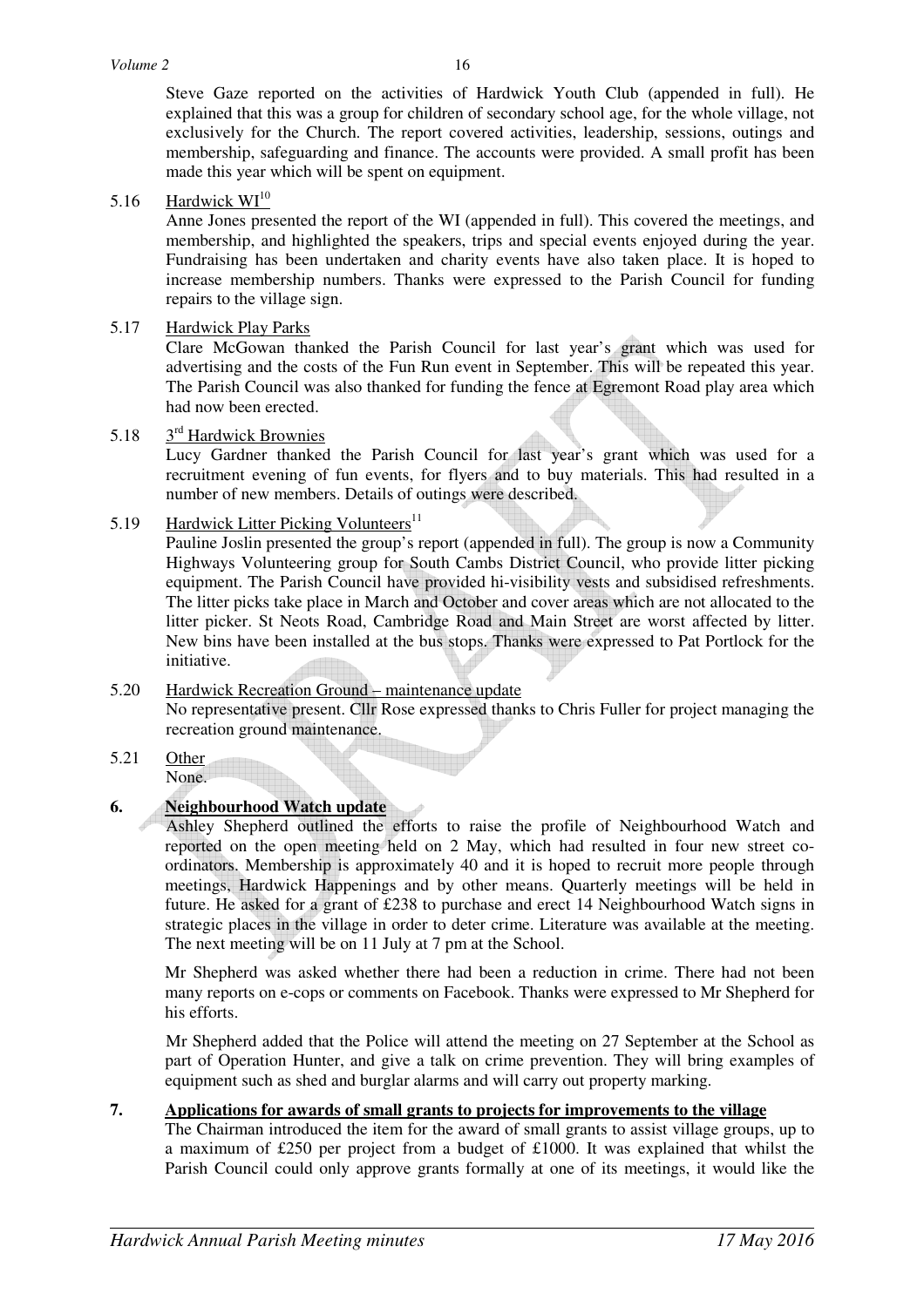Steve Gaze reported on the activities of Hardwick Youth Club (appended in full). He explained that this was a group for children of secondary school age, for the whole village, not exclusively for the Church. The report covered activities, leadership, sessions, outings and membership, safeguarding and finance. The accounts were provided. A small profit has been made this year which will be spent on equipment.

5.16 Hardwick WI[10]

Anne Jones presented the report of the WI (appended in full). This covered the meetings, and membership, and highlighted the speakers, trips and special events enjoyed during the year. Fundraising has been undertaken and charity events have also taken place. It is hoped to increase membership numbers. Thanks were expressed to the Parish Council for funding repairs to the village sign.

5.17 Hardwick Play Parks

Clare McGowan thanked the Parish Council for last year's grant which was used for advertising and the costs of the Fun Run event in September. This will be repeated this year. The Parish Council was also thanked for funding the fence at Egremont Road play area which had now been erected.

5.18 3rd Hardwick Brownies

Lucy Gardner thanked the Parish Council for last year's grant which was used for a recruitment evening of fun events, for flyers and to buy materials. This had resulted in a number of new members. Details of outings were described.

5.19 Hardwick Litter Picking Volunteers[11]

Pauline Joslin presented the group's report (appended in full). The group is now a Community Highways Volunteering group for South Cambs District Council, who provide litter picking equipment. The Parish Council have provided hi-visibility vests and subsidised refreshments. The litter picks take place in March and October and cover areas which are not allocated to the litter picker. St Neots Road, Cambridge Road and Main Street are worst affected by litter. New bins have been installed at the bus stops. Thanks were expressed to Pat Portlock for the initiative.

5.20 Hardwick Recreation Ground – maintenance update

No representative present. Cllr Rose expressed thanks to Chris Fuller for project managing the recreation ground maintenance.

5.21 Other

None.

**6. Neighbourhood Watch update**

Ashley Shepherd outlined the efforts to raise the profile of Neighbourhood Watch and reported on the open meeting held on 2 May, which had resulted in four new street co-ordinators. Membership is approximately 40 and it is hoped to recruit more people through meetings, Hardwick Happenings and by other means. Quarterly meetings will be held in future. He asked for a grant of £238 to purchase and erect 14 Neighbourhood Watch signs in strategic places in the village in order to deter crime. Literature was available at the meeting. The next meeting will be on 11 July at 7 pm at the School.

Mr Shepherd was asked whether there had been a reduction in crime. There had not been many reports on e-cops or comments on Facebook. Thanks were expressed to Mr Shepherd for his efforts.

Mr Shepherd added that the Police will attend the meeting on 27 September at the School as part of Operation Hunter, and give a talk on crime prevention. They will bring examples of equipment such as shed and burglar alarms and will carry out property marking.

**7. Applications for awards of small grants to projects for improvements to the village**

The Chairman introduced the item for the award of small grants to assist village groups, up to a maximum of £250 per project from a budget of £1000. It was explained that whilst the Parish Council could only approve grants formally at one of its meetings, it would like the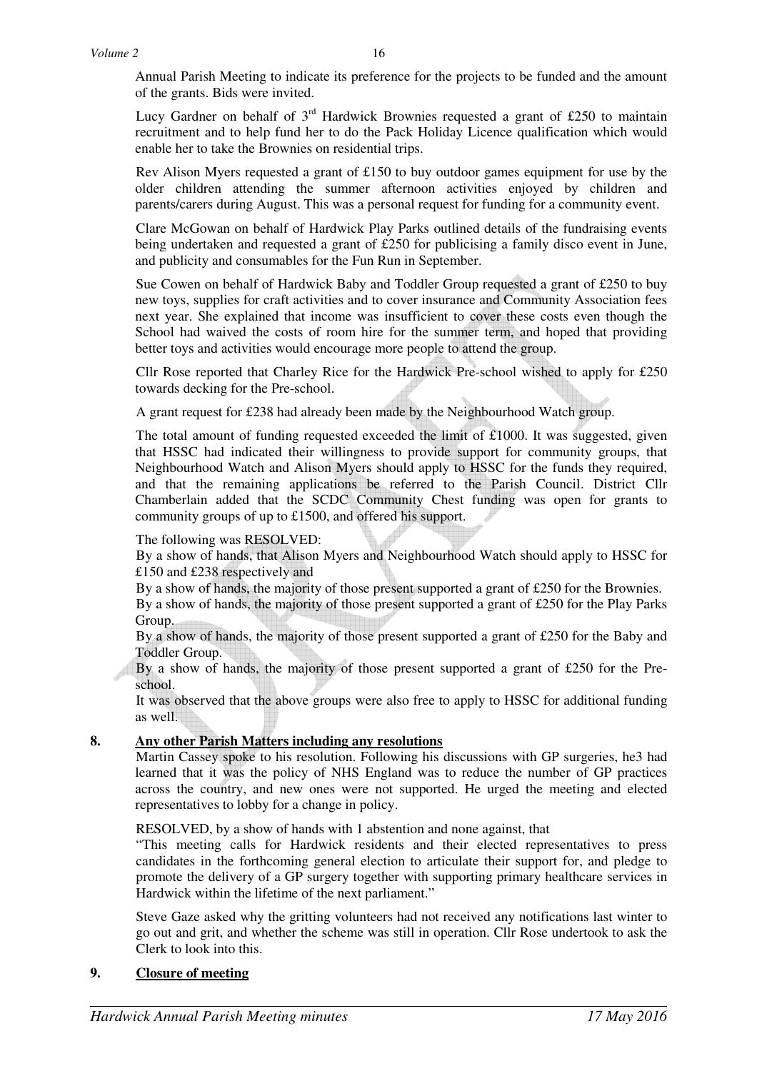Annual Parish Meeting to indicate its preference for the projects to be funded and the amount of the grants. Bids were invited.

Lucy Gardner on behalf of 3rd Hardwick Brownies requested a grant of £250 to maintain recruitment and to help fund her to do the Pack Holiday Licence qualification which would enable her to take the Brownies on residential trips.

Rev Alison Myers requested a grant of £150 to buy outdoor games equipment for use by the older children attending the summer afternoon activities enjoyed by children and parents/carers during August. This was a personal request for funding for a community event.

Clare McGowan on behalf of Hardwick Play Parks outlined details of the fundraising events being undertaken and requested a grant of £250 for publicising a family disco event in June, and publicity and consumables for the Fun Run in September.

Sue Cowen on behalf of Hardwick Baby and Toddler Group requested a grant of £250 to buy new toys, supplies for craft activities and to cover insurance and Community Association fees next year. She explained that income was insufficient to cover these costs even though the School had waived the costs of room hire for the summer term, and hoped that providing better toys and activities would encourage more people to attend the group.

Cllr Rose reported that Charley Rice for the Hardwick Pre-school wished to apply for £250 towards decking for the Pre-school.

A grant request for £238 had already been made by the Neighbourhood Watch group.

The total amount of funding requested exceeded the limit of £1000. It was suggested, given that HSSC had indicated their willingness to provide support for community groups, that Neighbourhood Watch and Alison Myers should apply to HSSC for the funds they required, and that the remaining applications be referred to the Parish Council. District Cllr Chamberlain added that the SCDC Community Chest funding was open for grants to community groups of up to £1500, and offered his support.

The following was RESOLVED:
By a show of hands, that Alison Myers and Neighbourhood Watch should apply to HSSC for £150 and £238 respectively and
By a show of hands, the majority of those present supported a grant of £250 for the Brownies.
By a show of hands, the majority of those present supported a grant of £250 for the Play Parks Group.
By a show of hands, the majority of those present supported a grant of £250 for the Baby and Toddler Group.
By a show of hands, the majority of those present supported a grant of £250 for the Pre-school.
It was observed that the above groups were also free to apply to HSSC for additional funding as well.

## 8. Any other Parish Matters including any resolutions

Martin Cassey spoke to his resolution. Following his discussions with GP surgeries, he3 had learned that it was the policy of NHS England was to reduce the number of GP practices across the country, and new ones were not supported. He urged the meeting and elected representatives to lobby for a change in policy.

RESOLVED, by a show of hands with 1 abstention and none against, that
"This meeting calls for Hardwick residents and their elected representatives to press candidates in the forthcoming general election to articulate their support for, and pledge to promote the delivery of a GP surgery together with supporting primary healthcare services in Hardwick within the lifetime of the next parliament."

Steve Gaze asked why the gritting volunteers had not received any notifications last winter to go out and grit, and whether the scheme was still in operation. Cllr Rose undertook to ask the Clerk to look into this.

## 9. Closure of meeting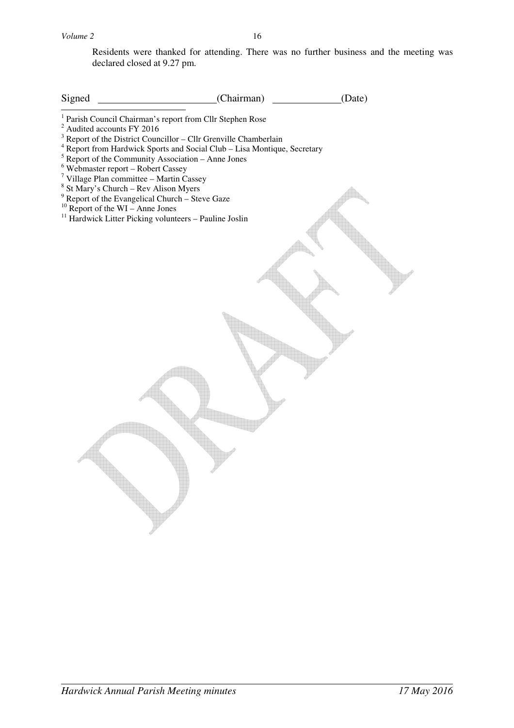Residents were thanked for attending. There was no further business and the meeting was declared closed at 9.27 pm.

Signed ______________________(Chairman) _____________(Date)

---

[1] Parish Council Chairman's report from Cllr Stephen Rose

[2] Audited accounts FY 2016

[3] Report of the District Councillor – Cllr Grenville Chamberlain

[4] Report from Hardwick Sports and Social Club – Lisa Montique, Secretary

[5] Report of the Community Association – Anne Jones

[6] Webmaster report – Robert Cassey

[7] Village Plan committee – Martin Cassey

[8] St Mary's Church – Rev Alison Myers

[9] Report of the Evangelical Church – Steve Gaze

[10] Report of the WI – Anne Jones

[11] Hardwick Litter Picking volunteers – Pauline Joslin

DRAFT